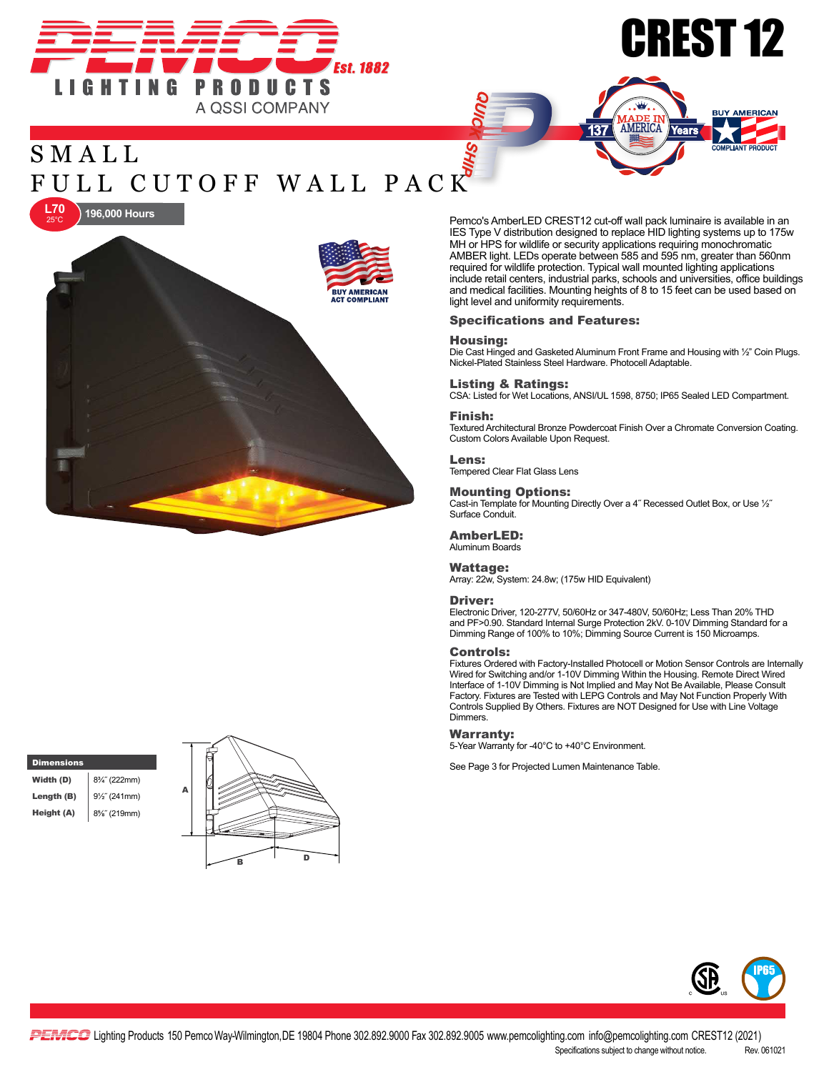# CREST 12

PEMCO LIGHTING PRODUCTS Est. 1882
A QSSI COMPANY

## SMALL FULL CUTOFF WALL PACK

L70 25°C — 196,000 Hours

BUY AMERICAN ACT COMPLIANT

Pemco's AmberLED CREST12 cut-off wall pack luminaire is available in an IES Type V distribution designed to replace HID lighting systems up to 175w MH or HPS for wildlife or security applications requiring monochromatic AMBER light. LEDs operate between 585 and 595 nm, greater than 560nm required for wildlife protection. Typical wall mounted lighting applications include retail centers, industrial parks, schools and universities, office buildings and medical facilities. Mounting heights of 8 to 15 feet can be used based on light level and uniformity requirements.

### Specifications and Features:

**Housing:**
Die Cast Hinged and Gasketed Aluminum Front Frame and Housing with ½" Coin Plugs. Nickel-Plated Stainless Steel Hardware. Photocell Adaptable.

**Listing & Ratings:**
CSA: Listed for Wet Locations, ANSI/UL 1598, 8750; IP65 Sealed LED Compartment.

**Finish:**
Textured Architectural Bronze Powdercoat Finish Over a Chromate Conversion Coating. Custom Colors Available Upon Request.

**Lens:**
Tempered Clear Flat Glass Lens

**Mounting Options:**
Cast-in Template for Mounting Directly Over a 4" Recessed Outlet Box, or Use ½" Surface Conduit.

**AmberLED:**
Aluminum Boards

**Wattage:**
Array: 22w, System: 24.8w; (175w HID Equivalent)

**Driver:**
Electronic Driver, 120-277V, 50/60Hz or 347-480V, 50/60Hz; Less Than 20% THD and PF>0.90. Standard Internal Surge Protection 2kV. 0-10V Dimming Standard for a Dimming Range of 100% to 10%; Dimming Source Current is 150 Microamps.

**Controls:**
Fixtures Ordered with Factory-Installed Photocell or Motion Sensor Controls are Internally Wired for Switching and/or 1-10V Dimming Within the Housing. Remote Direct Wired Interface of 1-10V Dimming is Not Implied and May Not Be Available, Please Consult Factory. Fixtures are Tested with LEPG Controls and May Not Function Properly With Controls Supplied By Others. Fixtures are NOT Designed for Use with Line Voltage Dimmers.

**Warranty:**
5-Year Warranty for -40°C to +40°C Environment.

See Page 3 for Projected Lumen Maintenance Table.

| Dimensions | |
|---|---|
| Width (D) | 8¾" (222mm) |
| Length (B) | 9½" (241mm) |
| Height (A) | 8⅝" (219mm) |

PEMCO Lighting Products 150 Pemco Way-Wilmington,DE 19804 Phone 302.892.9000 Fax 302.892.9005 www.pemcolighting.com info@pemcolighting.com CREST12 (2021)
Specifications subject to change without notice. Rev. 061021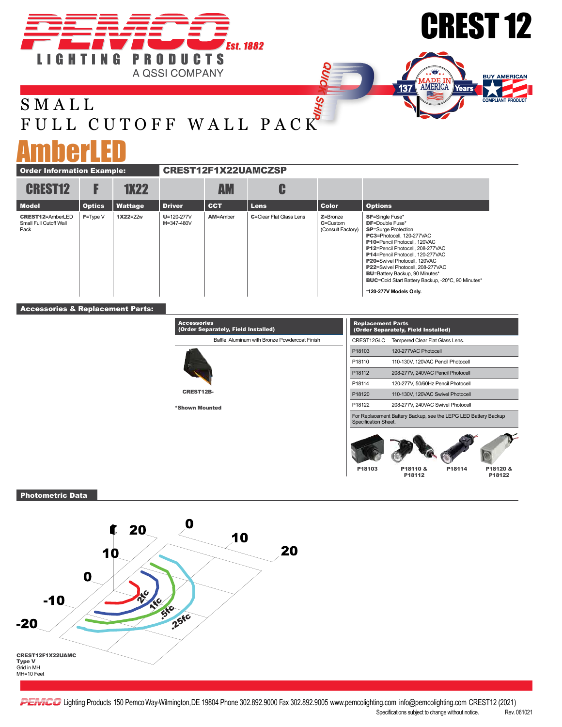# CREST 12

PEMCO LIGHTING PRODUCTS Est. 1882
A QSSI COMPANY

## SMALL FULL CUTOFF WALL PACK

## AmberLED

**Order Information Example:** CREST12F1X22UAMCZSP

| CREST12 | F | 1X22 | | AM | C | | |
|---|---|---|---|---|---|---|---|
| **Model** | **Optics** | **Wattage** | **Driver** | **CCT** | **Lens** | **Color** | **Options** |
| **CREST12**=AmberLED Small Full Cutoff Wall Pack | **F**=Type V | **1X22**=22w | **U**=120-277V<br>**H**=347-480V | **AM**=Amber | **C**=Clear Flat Glass Lens | **Z**=Bronze<br>**C**=Custom (Consult Factory) | **SF**=Single Fuse*<br>**DF**=Double Fuse*<br>**SP**=Surge Protection<br>**PC3**=Photocell, 120-277VAC<br>**P10**=Pencil Photocell, 120VAC<br>**P12**=Pencil Photocell, 208-277VAC<br>**P14**=Pencil Photocell, 120-277VAC<br>**P20**=Swivel Photocell, 120VAC<br>**P22**=Swivel Photocell, 208-277VAC<br>**BU**=Battery Backup, 90 Minutes*<br>**BUC**=Cold Start Battery Backup, -20°C, 90 Minutes*<br><br>***120-277V Models Only.** |

### Accessories & Replacement Parts:

**Accessories (Order Separately, Field Installed)**

Baffle, Aluminum with Bronze Powdercoat Finish

**CREST12B-**

***Shown Mounted**

**Replacement Parts (Order Separately, Field Installed)**

| Part | Description |
|---|---|
| CREST12GLC | Tempered Clear Flat Glass Lens. |
| P18103 | 120-277VAC Photocell |
| P18110 | 110-130V, 120VAC Pencil Photocell |
| P18112 | 208-277V, 240VAC Pencil Photocell |
| P18114 | 120-277V, 50/60Hz Pencil Photocell |
| P18120 | 110-130V, 120VAC Swivel Photocell |
| P18122 | 208-277V, 240VAC Swivel Photocell |

For Replacement Battery Backup, see the LEPG LED Battery Backup Specification Sheet.

**P18103** | **P18110 & P18112** | **P18114** | **P18120 & P18122**

### Photometric Data

Isofootcandle plot: 2fc, 1fc, .5fc, .25fc (grid -20 to 20)

**CREST12F1X22UAMC**
**Type V**
Grid in MH
MH=10 Feet

PEMCO Lighting Products 150 Pemco Way-Wilmington,DE 19804 Phone 302.892.9000 Fax 302.892.9005 www.pemcolighting.com info@pemcolighting.com CREST12 (2021)
Specifications subject to change without notice. Rev. 061021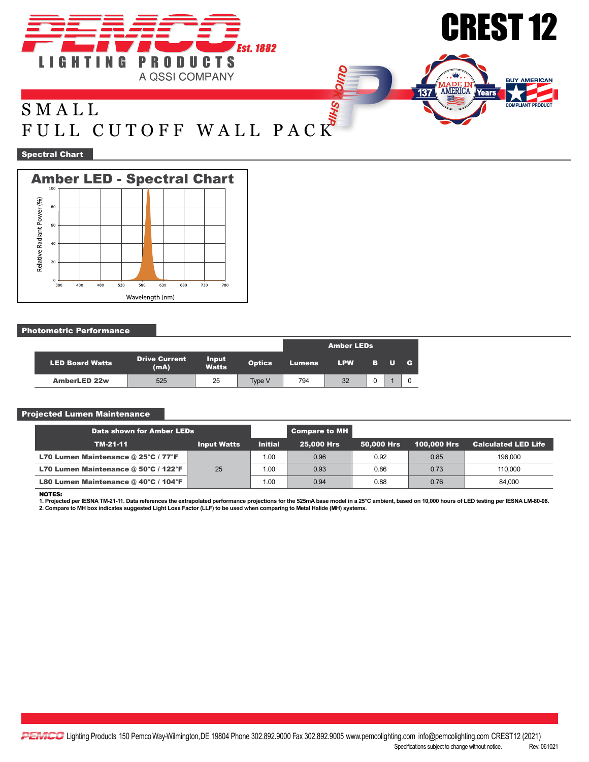# CREST 12

PEMCO LIGHTING PRODUCTS Est. 1882
A QSSI COMPANY

SMALL
FULL CUTOFF WALL PACK

QUICK SHIP

MADE IN AMERICA 137 Years

BUY AMERICAN COMPLIANT PRODUCT

## Spectral Chart

Amber LED - Spectral Chart

Relative Radiant Power (%)

100
80
60
40
20
0

380 430 480 530 580 630 680 730 780

Wavelength (nm)

## Photometric Performance

| | | | | Amber LEDs | | | | |
|---|---|---|---|---|---|---|---|---|
| LED Board Watts | Drive Current (mA) | Input Watts | Optics | Lumens | LPW | B | U | G |
| AmberLED 22w | 525 | 25 | Type V | 794 | 32 | 0 | 1 | 0 |

## Projected Lumen Maintenance

| Data shown for Amber LEDs | | | Compare to MH | | | |
|---|---|---|---|---|---|---|
| TM-21-11 | Input Watts | Initial | 25,000 Hrs | 50,000 Hrs | 100,000 Hrs | Calculated LED Life |
| L70 Lumen Maintenance @ 25°C / 77°F | 25 | 1.00 | 0.96 | 0.92 | 0.85 | 196,000 |
| L70 Lumen Maintenance @ 50°C / 122°F | | 1.00 | 0.93 | 0.86 | 0.73 | 110,000 |
| L80 Lumen Maintenance @ 40°C / 104°F | | 1.00 | 0.94 | 0.88 | 0.76 | 84,000 |

**NOTES:**

1. Projected per IESNA TM-21-11. Data references the extrapolated performance projections for the 525mA base model in a 25°C ambient, based on 10,000 hours of LED testing per IESNA LM-80-08.
2. Compare to MH box indicates suggested Light Loss Factor (LLF) to be used when comparing to Metal Halide (MH) systems.

PEMCO Lighting Products 150 Pemco Way-Wilmington, DE 19804 Phone 302.892.9000 Fax 302.892.9005 www.pemcolighting.com info@pemcolighting.com CREST12 (2021)

Specifications subject to change without notice. Rev. 061021